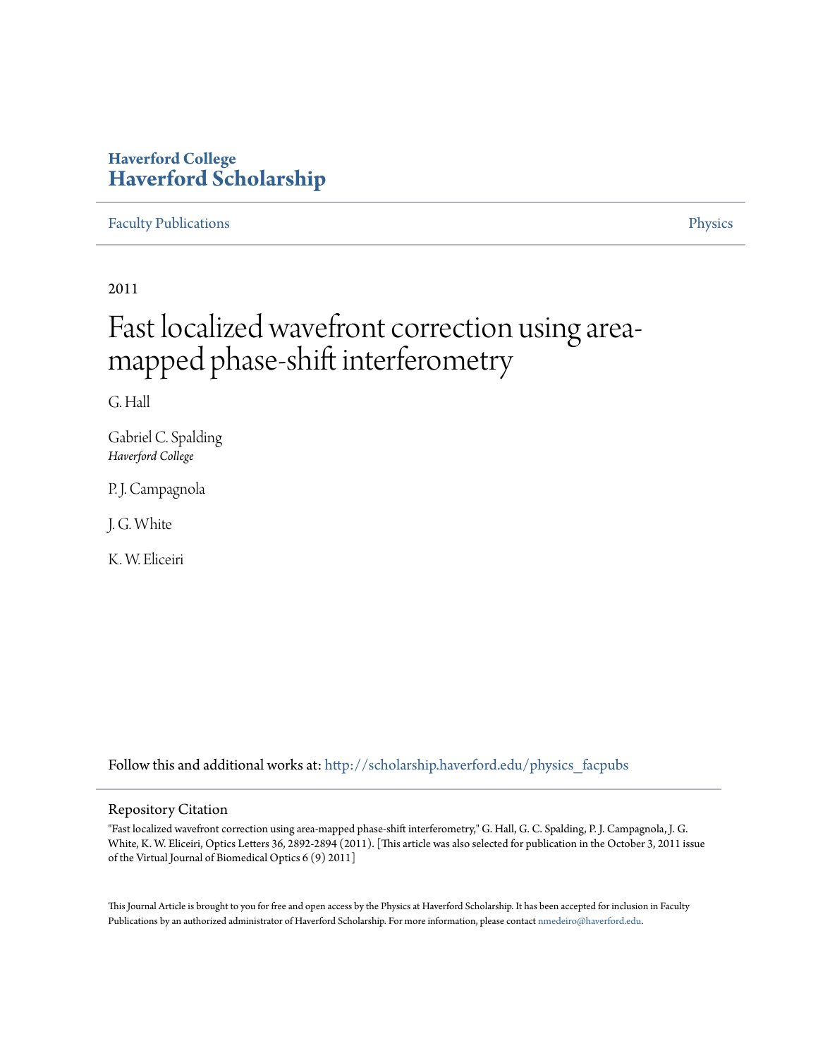**Haverford College**
**Haverford Scholarship**

Faculty Publications | Physics

2011

# Fast localized wavefront correction using area-mapped phase-shift interferometry

G. Hall

Gabriel C. Spalding
*Haverford College*

P. J. Campagnola

J. G. White

K. W. Eliceiri

Follow this and additional works at: http://scholarship.haverford.edu/physics_facpubs

## Repository Citation

"Fast localized wavefront correction using area-mapped phase-shift interferometry," G. Hall, G. C. Spalding, P. J. Campagnola, J. G. White, K. W. Eliceiri, Optics Letters 36, 2892-2894 (2011). [This article was also selected for publication in the October 3, 2011 issue of the Virtual Journal of Biomedical Optics 6 (9) 2011]

This Journal Article is brought to you for free and open access by the Physics at Haverford Scholarship. It has been accepted for inclusion in Faculty Publications by an authorized administrator of Haverford Scholarship. For more information, please contact nmedeiro@haverford.edu.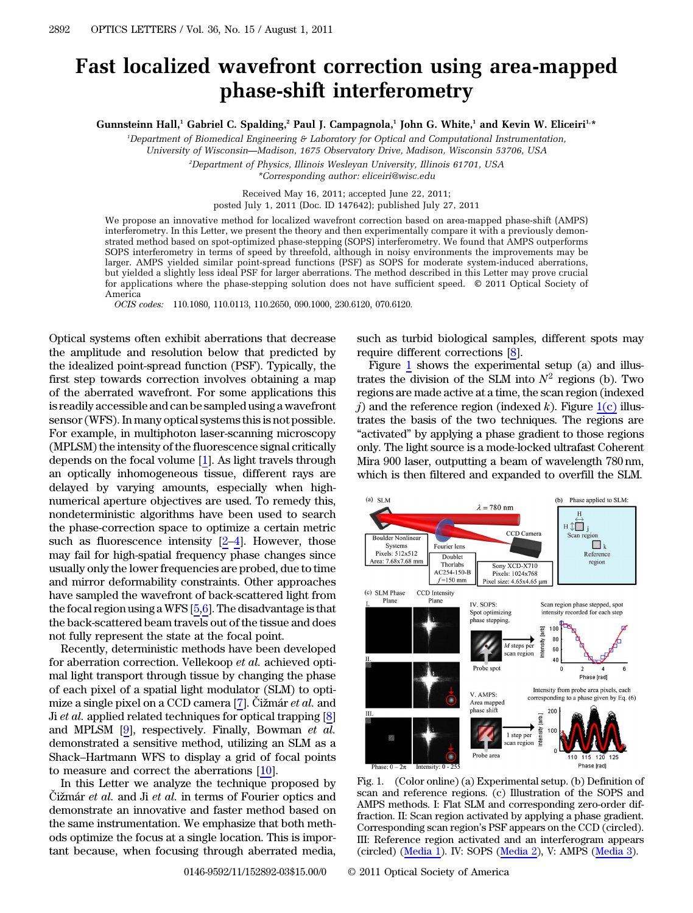# Fast localized wavefront correction using area-mapped phase-shift interferometry

**Gunnsteinn Hall,[1] Gabriel C. Spalding,[2] Paul J. Campagnola,[1] John G. White,[1] and Kevin W. Eliceiri[1,*]**

[1]*Department of Biomedical Engineering & Laboratory for Optical and Computational Instrumentation, University of Wisconsin—Madison, 1675 Observatory Drive, Madison, Wisconsin 53706, USA*

[2]*Department of Physics, Illinois Wesleyan University, Illinois 61701, USA*

*\*Corresponding author: eliceiri@wisc.edu*

Received May 16, 2011; accepted June 22, 2011; posted July 1, 2011 (Doc. ID 147642); published July 27, 2011

We propose an innovative method for localized wavefront correction based on area-mapped phase-shift (AMPS) interferometry. In this Letter, we present the theory and then experimentally compare it with a previously demonstrated method based on spot-optimized phase-stepping (SOPS) interferometry. We found that AMPS outperforms SOPS interferometry in terms of speed by threefold, although in noisy environments the improvements may be larger. AMPS yielded similar point-spread functions (PSF) as SOPS for moderate system-induced aberrations, but yielded a slightly less ideal PSF for larger aberrations. The method described in this Letter may prove crucial for applications where the phase-stepping solution does not have sufficient speed. © 2011 Optical Society of America

*OCIS codes:* 110.1080, 110.0113, 110.2650, 090.1000, 230.6120, 070.6120.

Optical systems often exhibit aberrations that decrease the amplitude and resolution below that predicted by the idealized point-spread function (PSF). Typically, the first step towards correction involves obtaining a map of the aberrated wavefront. For some applications this is readily accessible and can be sampled using a wavefront sensor (WFS). In many optical systems this is not possible. For example, in multiphoton laser-scanning microscopy (MPLSM) the intensity of the fluorescence signal critically depends on the focal volume [1]. As light travels through an optically inhomogeneous tissue, different rays are delayed by varying amounts, especially when high-numerical aperture objectives are used. To remedy this, nondeterministic algorithms have been used to search the phase-correction space to optimize a certain metric such as fluorescence intensity [2–4]. However, those may fail for high-spatial frequency phase changes since usually only the lower frequencies are probed, due to time and mirror deformability constraints. Other approaches have sampled the wavefront of back-scattered light from the focal region using a WFS [5,6]. The disadvantage is that the back-scattered beam travels out of the tissue and does not fully represent the state at the focal point.

Recently, deterministic methods have been developed for aberration correction. Vellekoop *et al.* achieved optimal light transport through tissue by changing the phase of each pixel of a spatial light modulator (SLM) to optimize a single pixel on a CCD camera [7]. Čižmár *et al.* and Ji *et al.* applied related techniques for optical trapping [8] and MPLSM [9], respectively. Finally, Bowman *et al.* demonstrated a sensitive method, utilizing an SLM as a Shack–Hartmann WFS to display a grid of focal points to measure and correct the aberrations [10].

In this Letter we analyze the technique proposed by Čižmár *et al.* and Ji *et al.* in terms of Fourier optics and demonstrate an innovative and faster method based on the same instrumentation. We emphasize that both methods optimize the focus at a single location. This is important because, when focusing through aberrated media, such as turbid biological samples, different spots may require different corrections [8].

Figure 1 shows the experimental setup (a) and illustrates the division of the SLM into $N^2$ regions (b). Two regions are made active at a time, the scan region (indexed $j$) and the reference region (indexed $k$). Figure 1(c) illustrates the basis of the two techniques. The regions are "activated" by applying a phase gradient to those regions only. The light source is a mode-locked ultrafast Coherent Mira 900 laser, outputting a beam of wavelength 780 nm, which is then filtered and expanded to overfill the SLM.

Fig. 1. (Color online) (a) Experimental setup. (b) Definition of scan and reference regions. (c) Illustration of the SOPS and AMPS methods. I: Flat SLM and corresponding zero-order diffraction. II: Scan region activated by applying a phase gradient. Corresponding scan region's PSF appears on the CCD (circled). III: Reference region activated and an interferogram appears (circled) (Media 1). IV: SOPS (Media 2), V: AMPS (Media 3).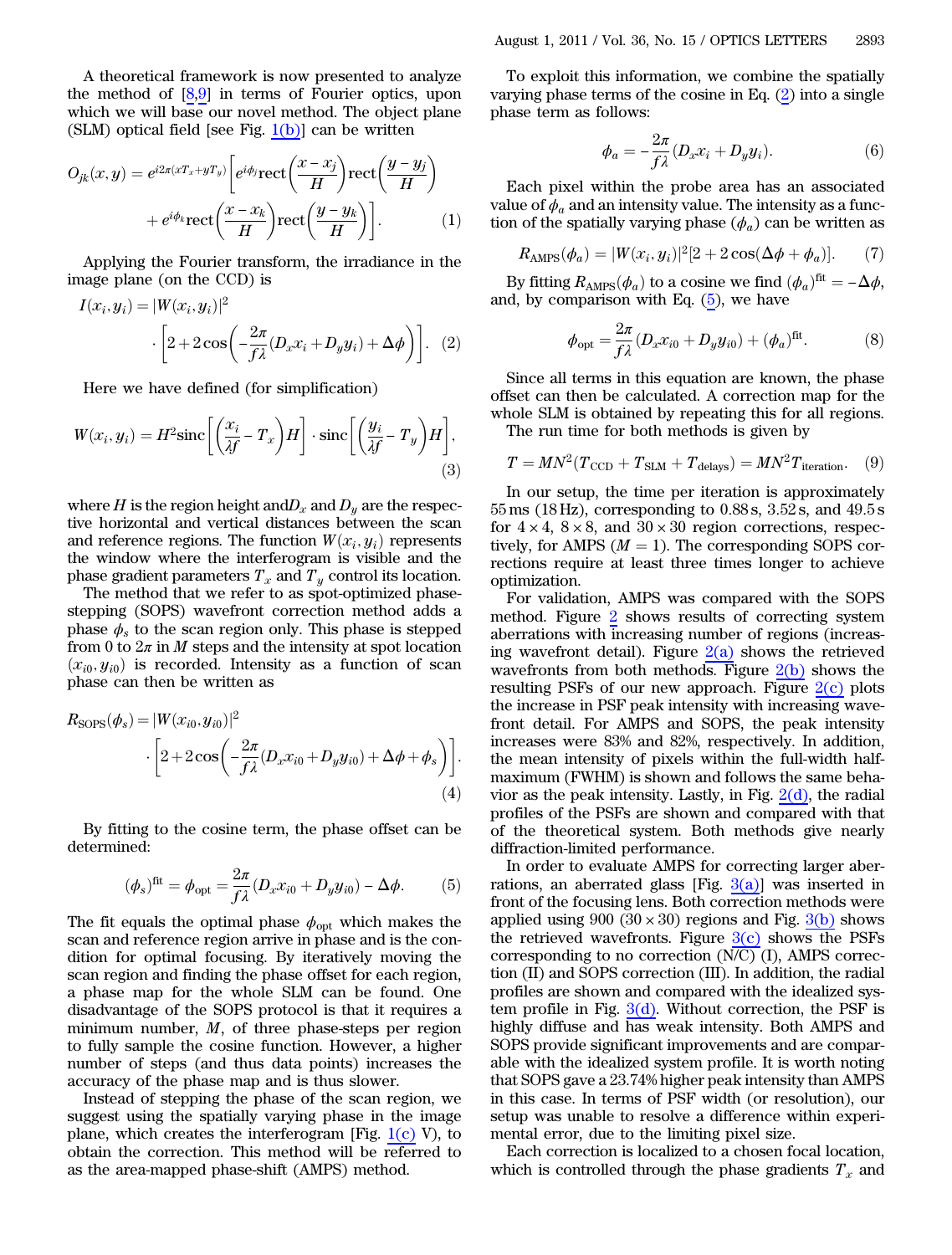A theoretical framework is now presented to analyze the method of [8,9] in terms of Fourier optics, upon which we will base our novel method. The object plane (SLM) optical field [see Fig. 1(b)] can be written

$$O_{jk}(x,y) = e^{i2\pi(xT_x + yT_y)}\left[e^{i\phi_j}\mathrm{rect}\left(\frac{x-x_j}{H}\right)\mathrm{rect}\left(\frac{y-y_j}{H}\right) + e^{i\phi_k}\mathrm{rect}\left(\frac{x-x_k}{H}\right)\mathrm{rect}\left(\frac{y-y_k}{H}\right)\right]. \quad (1)$$

Applying the Fourier transform, the irradiance in the image plane (on the CCD) is

$$I(x_i,y_i) = |W(x_i,y_i)|^2 \cdot \left[2 + 2\cos\left(-\frac{2\pi}{f\lambda}(D_x x_i + D_y y_i) + \Delta\phi\right)\right]. \quad (2)$$

Here we have defined (for simplification)

$$W(x_i,y_i) = H^2 \mathrm{sinc}\left[\left(\frac{x_i}{\lambda f} - T_x\right)H\right] \cdot \mathrm{sinc}\left[\left(\frac{y_i}{\lambda f} - T_y\right)H\right], \quad (3)$$

where $H$ is the region height and $D_x$ and $D_y$ are the respective horizontal and vertical distances between the scan and reference regions. The function $W(x_i, y_i)$ represents the window where the interferogram is visible and the phase gradient parameters $T_x$ and $T_y$ control its location.

The method that we refer to as spot-optimized phase-stepping (SOPS) wavefront correction method adds a phase $\phi_s$ to the scan region only. This phase is stepped from 0 to $2\pi$ in $M$ steps and the intensity at spot location $(x_{i0}, y_{i0})$ is recorded. Intensity as a function of scan phase can then be written as

$$R_{\mathrm{SOPS}}(\phi_s) = |W(x_{i0},y_{i0})|^2 \cdot \left[2 + 2\cos\left(-\frac{2\pi}{f\lambda}(D_x x_{i0} + D_y y_{i0}) + \Delta\phi + \phi_s\right)\right]. \quad (4)$$

By fitting to the cosine term, the phase offset can be determined:

$$(\phi_s)^{\mathrm{fit}} = \phi_{\mathrm{opt}} = \frac{2\pi}{f\lambda}(D_x x_{i0} + D_y y_{i0}) - \Delta\phi. \quad (5)$$

The fit equals the optimal phase $\phi_{\mathrm{opt}}$ which makes the scan and reference region arrive in phase and is the condition for optimal focusing. By iteratively moving the scan region and finding the phase offset for each region, a phase map for the whole SLM can be found. One disadvantage of the SOPS protocol is that it requires a minimum number, $M$, of three phase-steps per region to fully sample the cosine function. However, a higher number of steps (and thus data points) increases the accuracy of the phase map and is thus slower.

Instead of stepping the phase of the scan region, we suggest using the spatially varying phase in the image plane, which creates the interferogram [Fig. 1(c) V), to obtain the correction. This method will be referred to as the area-mapped phase-shift (AMPS) method.

To exploit this information, we combine the spatially varying phase terms of the cosine in Eq. (2) into a single phase term as follows:

$$\phi_a = -\frac{2\pi}{f\lambda}(D_x x_i + D_y y_i). \quad (6)$$

Each pixel within the probe area has an associated value of $\phi_a$ and an intensity value. The intensity as a function of the spatially varying phase ($\phi_a$) can be written as

$$R_{\mathrm{AMPS}}(\phi_a) = |W(x_i,y_i)|^2[2 + 2\cos(\Delta\phi + \phi_a)]. \quad (7)$$

By fitting $R_{\mathrm{AMPS}}(\phi_a)$ to a cosine we find $(\phi_a)^{\mathrm{fit}} = -\Delta\phi$, and, by comparison with Eq. (5), we have

$$\phi_{\mathrm{opt}} = \frac{2\pi}{f\lambda}(D_x x_{i0} + D_y y_{i0}) + (\phi_a)^{\mathrm{fit}}. \quad (8)$$

Since all terms in this equation are known, the phase offset can then be calculated. A correction map for the whole SLM is obtained by repeating this for all regions.

The run time for both methods is given by

$$T = MN^2(T_{\mathrm{CCD}} + T_{\mathrm{SLM}} + T_{\mathrm{delays}}) = MN^2 T_{\mathrm{iteration}}. \quad (9)$$

In our setup, the time per iteration is approximately 55 ms (18 Hz), corresponding to 0.88 s, 3.52 s, and 49.5 s for $4\times 4$, $8\times 8$, and $30\times 30$ region corrections, respectively, for AMPS ($M = 1$). The corresponding SOPS corrections require at least three times longer to achieve optimization.

For validation, AMPS was compared with the SOPS method. Figure 2 shows results of correcting system aberrations with increasing number of regions (increasing wavefront detail). Figure 2(a) shows the retrieved wavefronts from both methods. Figure 2(b) shows the resulting PSFs of our new approach. Figure 2(c) plots the increase in PSF peak intensity with increasing wavefront detail. For AMPS and SOPS, the peak intensity increases were 83% and 82%, respectively. In addition, the mean intensity of pixels within the full-width half-maximum (FWHM) is shown and follows the same behavior as the peak intensity. Lastly, in Fig. 2(d), the radial profiles of the PSFs are shown and compared with that of the theoretical system. Both methods give nearly diffraction-limited performance.

In order to evaluate AMPS for correcting larger aberrations, an aberrated glass [Fig. 3(a)] was inserted in front of the focusing lens. Both correction methods were applied using 900 ($30\times 30$) regions and Fig. 3(b) shows the retrieved wavefronts. Figure 3(c) shows the PSFs corresponding to no correction (N/C) (I), AMPS correction (II) and SOPS correction (III). In addition, the radial profiles are shown and compared with the idealized system profile in Fig. 3(d). Without correction, the PSF is highly diffuse and has weak intensity. Both AMPS and SOPS provide significant improvements and are comparable with the idealized system profile. It is worth noting that SOPS gave a 23.74% higher peak intensity than AMPS in this case. In terms of PSF width (or resolution), our setup was unable to resolve a difference within experimental error, due to the limiting pixel size.

Each correction is localized to a chosen focal location, which is controlled through the phase gradients $T_x$ and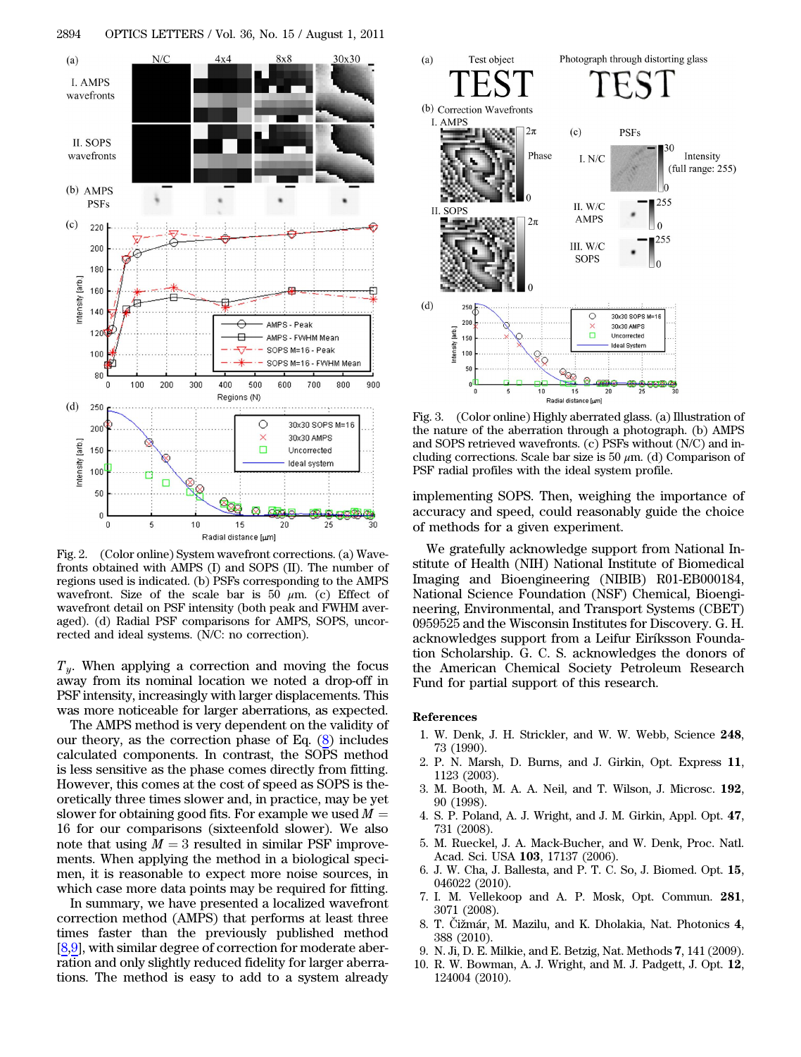(a) N/C 4x4 8x8 30x30

I. AMPS wavefronts

II. SOPS wavefronts

(b) AMPS PSFs

(c)

Intensity [arb.]

220
200
180
160
140
120
100
80

0 100 200 300 400 500 600 700 800 900

Regions (N)

AMPS - Peak
AMPS - FWHM Mean
SOPS M=16 - Peak
SOPS M=16 - FWHM Mean

(d)

Intensity [arb.]

250
200
150
100
50
0

0 5 10 15 20 25 30

Radial distance [μm]

30x30 SOPS M=16
30x30 AMPS
Uncorrected
Ideal system

Fig. 2. (Color online) System wavefront corrections. (a) Wavefronts obtained with AMPS (I) and SOPS (II). The number of regions used is indicated. (b) PSFs corresponding to the AMPS wavefront. Size of the scale bar is 50 $\mu$m. (c) Effect of wavefront detail on PSF intensity (both peak and FWHM averaged). (d) Radial PSF comparisons for AMPS, SOPS, uncorrected and ideal systems. (N/C: no correction).

$T_y$. When applying a correction and moving the focus away from its nominal location we noted a drop-off in PSF intensity, increasingly with larger displacements. This was more noticeable for larger aberrations, as expected.

The AMPS method is very dependent on the validity of our theory, as the correction phase of Eq. (8) includes calculated components. In contrast, the SOPS method is less sensitive as the phase comes directly from fitting. However, this comes at the cost of speed as SOPS is theoretically three times slower and, in practice, may be yet slower for obtaining good fits. For example we used $M = 16$ for our comparisons (sixteenfold slower). We also note that using $M = 3$ resulted in similar PSF improvements. When applying the method in a biological specimen, it is reasonable to expect more noise sources, in which case more data points may be required for fitting.

In summary, we have presented a localized wavefront correction method (AMPS) that performs at least three times faster than the previously published method [8,9], with similar degree of correction for moderate aberration and only slightly reduced fidelity for larger aberrations. The method is easy to add to a system already implementing SOPS. Then, weighing the importance of accuracy and speed, could reasonably guide the choice of methods for a given experiment.

(a) Test object — TEST; Photograph through distorting glass — TEST

(b) Correction Wavefronts

I. AMPS

2π

Phase

0

II. SOPS

2π

0

(c) PSFs

I. N/C

30

Intensity (full range: 255)

0

II. W/C AMPS

255

0

III. W/C SOPS

255

0

(d)

Intensity [arb.]

250
200
150
100
50
0

0 5 10 15 20 25 30

Radial distance [μm]

30x30 SOPS M=16
30x30 AMPS
Uncorrected
Ideal System

Fig. 3. (Color online) Highly aberrated glass. (a) Illustration of the nature of the aberration through a photograph. (b) AMPS and SOPS retrieved wavefronts. (c) PSFs without (N/C) and including corrections. Scale bar size is 50 $\mu$m. (d) Comparison of PSF radial profiles with the ideal system profile.

We gratefully acknowledge support from National Institute of Health (NIH) National Institute of Biomedical Imaging and Bioengineering (NIBIB) R01-EB000184, National Science Foundation (NSF) Chemical, Bioengineering, Environmental, and Transport Systems (CBET) 0959525 and the Wisconsin Institutes for Discovery. G. H. acknowledges support from a Leifur Eiríksson Foundation Scholarship. G. C. S. acknowledges the donors of the American Chemical Society Petroleum Research Fund for partial support of this research.

## References

1. W. Denk, J. H. Strickler, and W. W. Webb, Science **248**, 73 (1990).
2. P. N. Marsh, D. Burns, and J. Girkin, Opt. Express **11**, 1123 (2003).
3. M. Booth, M. A. A. Neil, and T. Wilson, J. Microsc. **192**, 90 (1998).
4. S. P. Poland, A. J. Wright, and J. M. Girkin, Appl. Opt. **47**, 731 (2008).
5. M. Rueckel, J. A. Mack-Bucher, and W. Denk, Proc. Natl. Acad. Sci. USA **103**, 17137 (2006).
6. J. W. Cha, J. Ballesta, and P. T. C. So, J. Biomed. Opt. **15**, 046022 (2010).
7. I. M. Vellekoop and A. P. Mosk, Opt. Commun. **281**, 3071 (2008).
8. T. Čižmár, M. Mazilu, and K. Dholakia, Nat. Photonics **4**, 388 (2010).
9. N. Ji, D. E. Milkie, and E. Betzig, Nat. Methods **7**, 141 (2009).
10. R. W. Bowman, A. J. Wright, and M. J. Padgett, J. Opt. **12**, 124004 (2010).